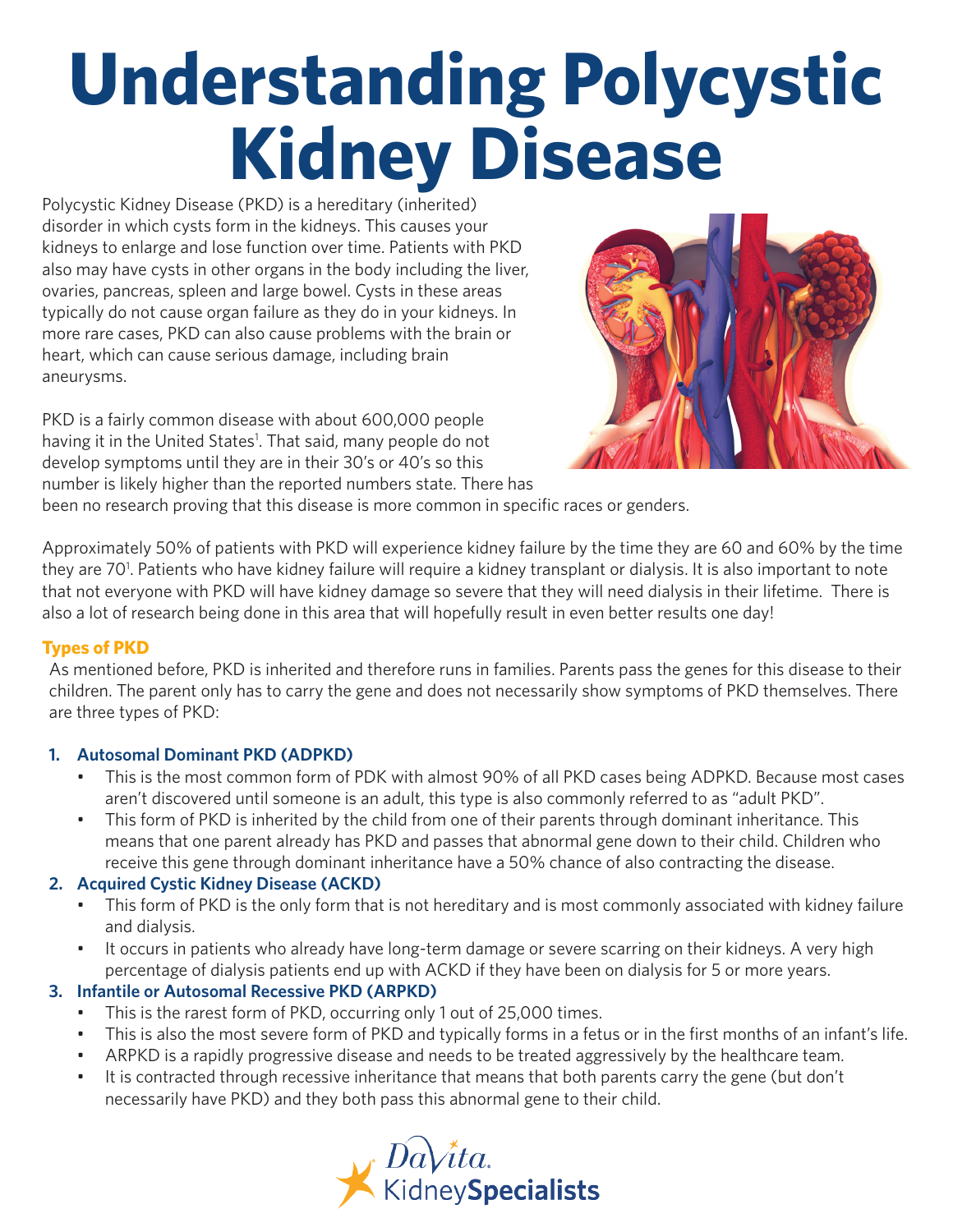# Understanding Polycystic Kidney Disease

Polycystic Kidney Disease (PKD) is a hereditary (inherited) disorder in which cysts form in the kidneys. This causes your kidneys to enlarge and lose function over time. Patients with PKD also may have cysts in other organs in the body including the liver, ovaries, pancreas, spleen and large bowel. Cysts in these areas typically do not cause organ failure as they do in your kidneys. In more rare cases, PKD can also cause problems with the brain or heart, which can cause serious damage, including brain aneurysms.

PKD is a fairly common disease with about 600,000 people having it in the United States[1]. That said, many people do not develop symptoms until they are in their 30's or 40's so this number is likely higher than the reported numbers state. There has been no research proving that this disease is more common in specific races or genders.

Approximately 50% of patients with PKD will experience kidney failure by the time they are 60 and 60% by the time they are 70[1]. Patients who have kidney failure will require a kidney transplant or dialysis. It is also important to note that not everyone with PKD will have kidney damage so severe that they will need dialysis in their lifetime. There is also a lot of research being done in this area that will hopefully result in even better results one day!

## Types of PKD

As mentioned before, PKD is inherited and therefore runs in families. Parents pass the genes for this disease to their children. The parent only has to carry the gene and does not necessarily show symptoms of PKD themselves. There are three types of PKD:

1. **Autosomal Dominant PKD (ADPKD)**
   - This is the most common form of PDK with almost 90% of all PKD cases being ADPKD. Because most cases aren't discovered until someone is an adult, this type is also commonly referred to as "adult PKD".
   - This form of PKD is inherited by the child from one of their parents through dominant inheritance. This means that one parent already has PKD and passes that abnormal gene down to their child. Children who receive this gene through dominant inheritance have a 50% chance of also contracting the disease.
2. **Acquired Cystic Kidney Disease (ACKD)**
   - This form of PKD is the only form that is not hereditary and is most commonly associated with kidney failure and dialysis.
   - It occurs in patients who already have long-term damage or severe scarring on their kidneys. A very high percentage of dialysis patients end up with ACKD if they have been on dialysis for 5 or more years.
3. **Infantile or Autosomal Recessive PKD (ARPKD)**
   - This is the rarest form of PKD, occurring only 1 out of 25,000 times.
   - This is also the most severe form of PKD and typically forms in a fetus or in the first months of an infant's life.
   - ARPKD is a rapidly progressive disease and needs to be treated aggressively by the healthcare team.
   - It is contracted through recessive inheritance that means that both parents carry the gene (but don't necessarily have PKD) and they both pass this abnormal gene to their child.

DaVita. Kidney**Specialists**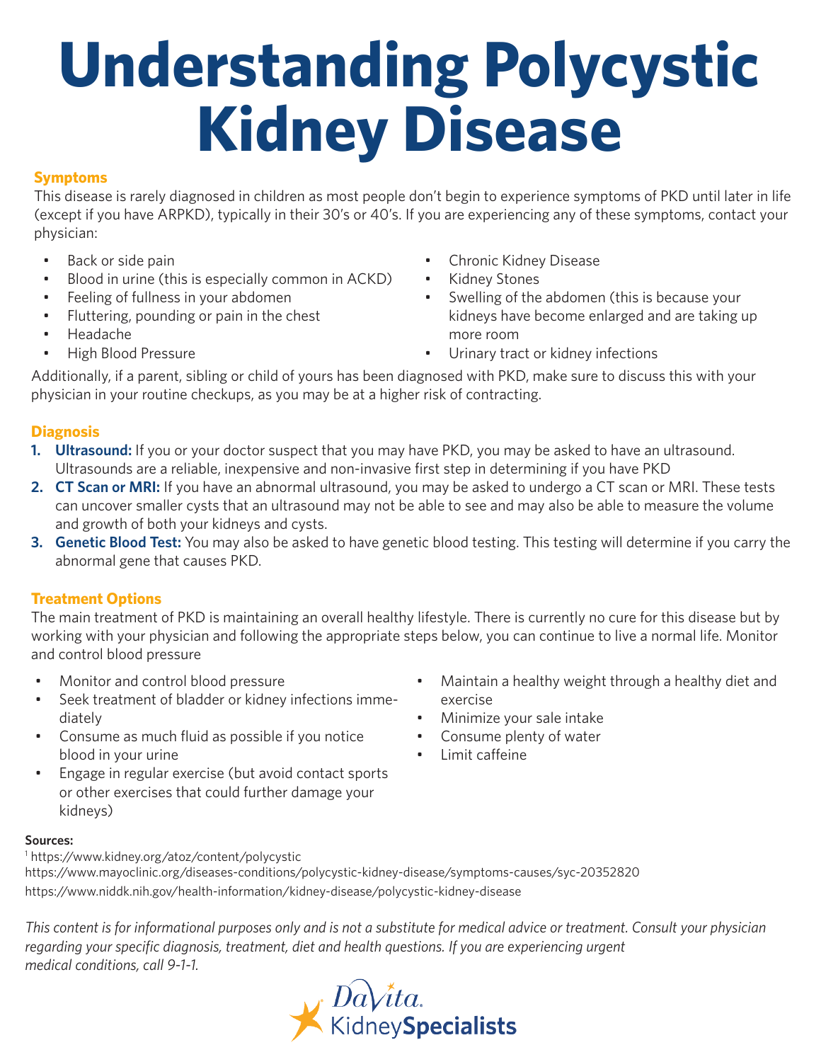# Understanding Polycystic Kidney Disease

## Symptoms

This disease is rarely diagnosed in children as most people don't begin to experience symptoms of PKD until later in life (except if you have ARPKD), typically in their 30's or 40's. If you are experiencing any of these symptoms, contact your physician:

- Back or side pain
- Blood in urine (this is especially common in ACKD)
- Feeling of fullness in your abdomen
- Fluttering, pounding or pain in the chest
- Headache
- High Blood Pressure
- Chronic Kidney Disease
- Kidney Stones
- Swelling of the abdomen (this is because your kidneys have become enlarged and are taking up more room
- Urinary tract or kidney infections

Additionally, if a parent, sibling or child of yours has been diagnosed with PKD, make sure to discuss this with your physician in your routine checkups, as you may be at a higher risk of contracting.

## Diagnosis

1. **Ultrasound:** If you or your doctor suspect that you may have PKD, you may be asked to have an ultrasound. Ultrasounds are a reliable, inexpensive and non-invasive first step in determining if you have PKD
2. **CT Scan or MRI:** If you have an abnormal ultrasound, you may be asked to undergo a CT scan or MRI. These tests can uncover smaller cysts that an ultrasound may not be able to see and may also be able to measure the volume and growth of both your kidneys and cysts.
3. **Genetic Blood Test:** You may also be asked to have genetic blood testing. This testing will determine if you carry the abnormal gene that causes PKD.

## Treatment Options

The main treatment of PKD is maintaining an overall healthy lifestyle. There is currently no cure for this disease but by working with your physician and following the appropriate steps below, you can continue to live a normal life. Monitor and control blood pressure

- Monitor and control blood pressure
- Seek treatment of bladder or kidney infections immediately
- Consume as much fluid as possible if you notice blood in your urine
- Engage in regular exercise (but avoid contact sports or other exercises that could further damage your kidneys)
- Maintain a healthy weight through a healthy diet and exercise
- Minimize your sale intake
- Consume plenty of water
- Limit caffeine

**Sources:**

[1] https://www.kidney.org/atoz/content/polycystic
https://www.mayoclinic.org/diseases-conditions/polycystic-kidney-disease/symptoms-causes/syc-20352820
https://www.niddk.nih.gov/health-information/kidney-disease/polycystic-kidney-disease

*This content is for informational purposes only and is not a substitute for medical advice or treatment. Consult your physician regarding your specific diagnosis, treatment, diet and health questions. If you are experiencing urgent medical conditions, call 9-1-1.*

DaVita. Kidney**Specialists**